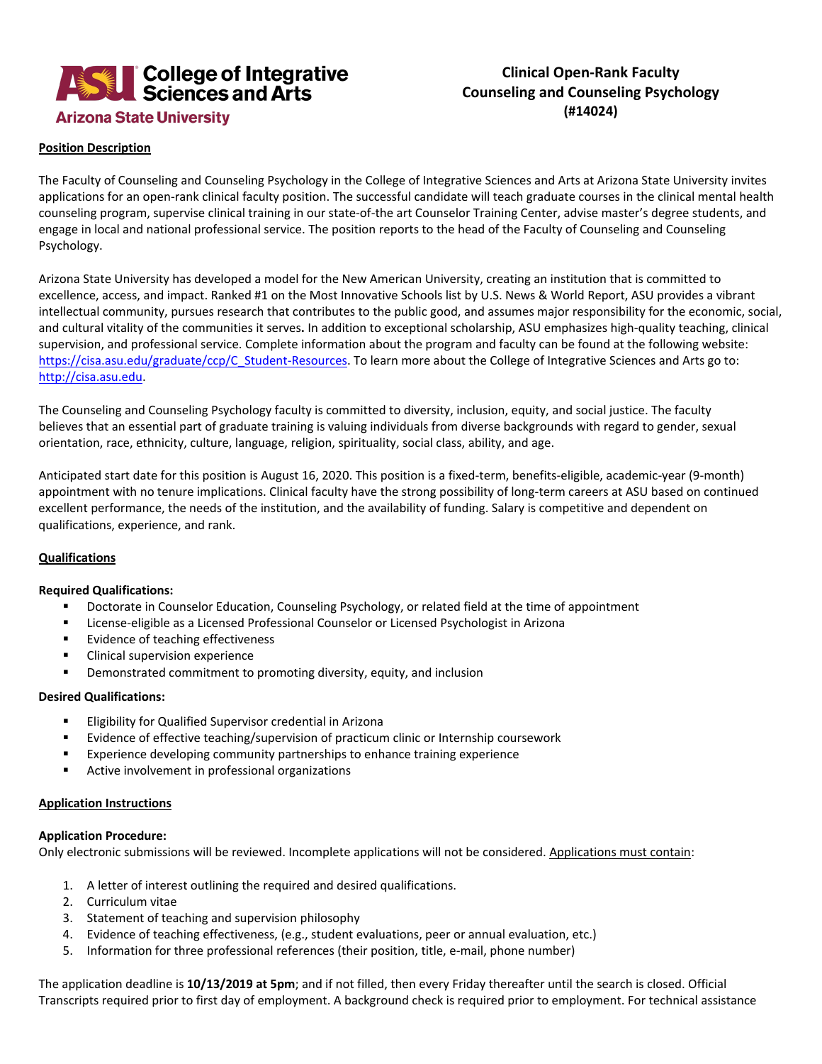**College of Integrative Sciences and Arts**
**Arizona State University**

# Clinical Open-Rank Faculty
# Counseling and Counseling Psychology
# (#14024)

## Position Description

The Faculty of Counseling and Counseling Psychology in the College of Integrative Sciences and Arts at Arizona State University invites applications for an open-rank clinical faculty position. The successful candidate will teach graduate courses in the clinical mental health counseling program, supervise clinical training in our state-of-the art Counselor Training Center, advise master's degree students, and engage in local and national professional service. The position reports to the head of the Faculty of Counseling and Counseling Psychology.

Arizona State University has developed a model for the New American University, creating an institution that is committed to excellence, access, and impact. Ranked #1 on the Most Innovative Schools list by U.S. News & World Report, ASU provides a vibrant intellectual community, pursues research that contributes to the public good, and assumes major responsibility for the economic, social, and cultural vitality of the communities it serves**.** In addition to exceptional scholarship, ASU emphasizes high-quality teaching, clinical supervision, and professional service. Complete information about the program and faculty can be found at the following website: [https://cisa.asu.edu/graduate/ccp/C_Student-Resources](https://cisa.asu.edu/graduate/ccp/C_Student-Resources). To learn more about the College of Integrative Sciences and Arts go to: [http://cisa.asu.edu](http://cisa.asu.edu).

The Counseling and Counseling Psychology faculty is committed to diversity, inclusion, equity, and social justice. The faculty believes that an essential part of graduate training is valuing individuals from diverse backgrounds with regard to gender, sexual orientation, race, ethnicity, culture, language, religion, spirituality, social class, ability, and age.

Anticipated start date for this position is August 16, 2020. This position is a fixed-term, benefits-eligible, academic-year (9-month) appointment with no tenure implications. Clinical faculty have the strong possibility of long-term careers at ASU based on continued excellent performance, the needs of the institution, and the availability of funding. Salary is competitive and dependent on qualifications, experience, and rank.

## Qualifications

**Required Qualifications:**

- Doctorate in Counselor Education, Counseling Psychology, or related field at the time of appointment
- License-eligible as a Licensed Professional Counselor or Licensed Psychologist in Arizona
- Evidence of teaching effectiveness
- Clinical supervision experience
- Demonstrated commitment to promoting diversity, equity, and inclusion

**Desired Qualifications:**

- Eligibility for Qualified Supervisor credential in Arizona
- Evidence of effective teaching/supervision of practicum clinic or Internship coursework
- Experience developing community partnerships to enhance training experience
- Active involvement in professional organizations

## Application Instructions

**Application Procedure:**
Only electronic submissions will be reviewed. Incomplete applications will not be considered. Applications must contain:

1. A letter of interest outlining the required and desired qualifications.
2. Curriculum vitae
3. Statement of teaching and supervision philosophy
4. Evidence of teaching effectiveness, (e.g., student evaluations, peer or annual evaluation, etc.)
5. Information for three professional references (their position, title, e-mail, phone number)

The application deadline is **10/13/2019 at 5pm**; and if not filled, then every Friday thereafter until the search is closed. Official Transcripts required prior to first day of employment. A background check is required prior to employment. For technical assistance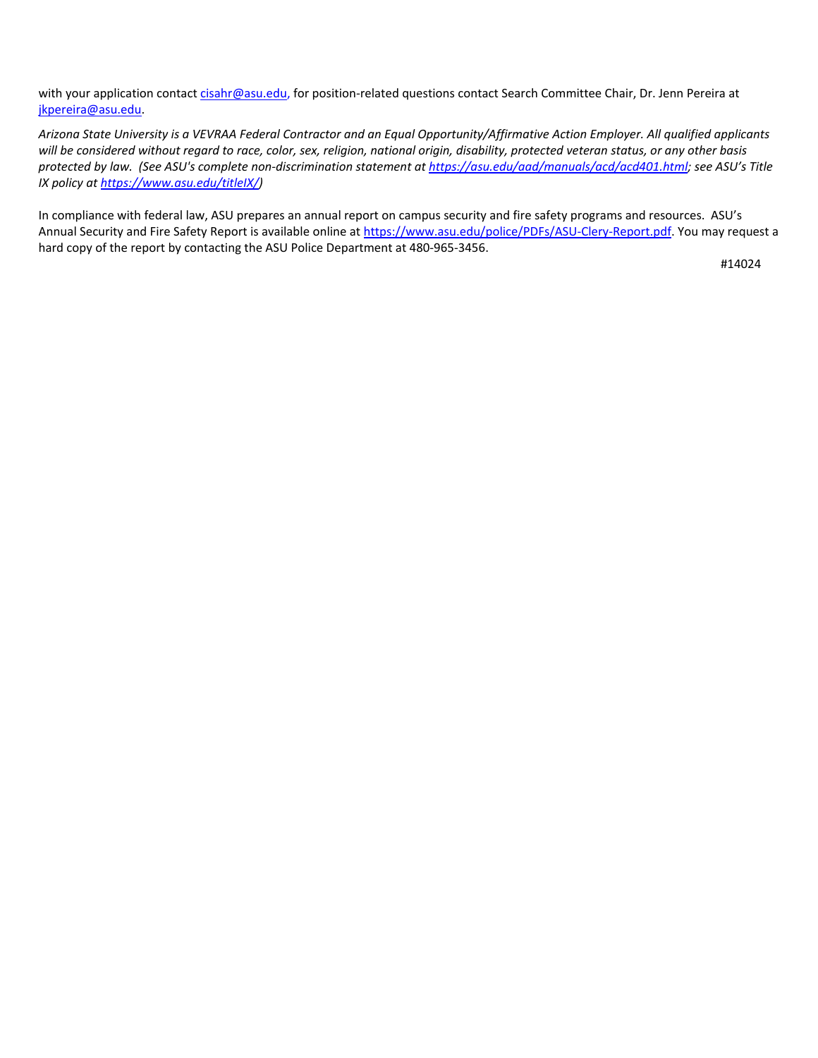with your application contact cisahr@asu.edu, for position-related questions contact Search Committee Chair, Dr. Jenn Pereira at jkpereira@asu.edu.

*Arizona State University is a VEVRAA Federal Contractor and an Equal Opportunity/Affirmative Action Employer. All qualified applicants will be considered without regard to race, color, sex, religion, national origin, disability, protected veteran status, or any other basis protected by law. (See ASU's complete non-discrimination statement at https://asu.edu/aad/manuals/acd/acd401.html; see ASU's Title IX policy at https://www.asu.edu/titleIX/)*

In compliance with federal law, ASU prepares an annual report on campus security and fire safety programs and resources. ASU's Annual Security and Fire Safety Report is available online at https://www.asu.edu/police/PDFs/ASU-Clery-Report.pdf. You may request a hard copy of the report by contacting the ASU Police Department at 480-965-3456.

#14024